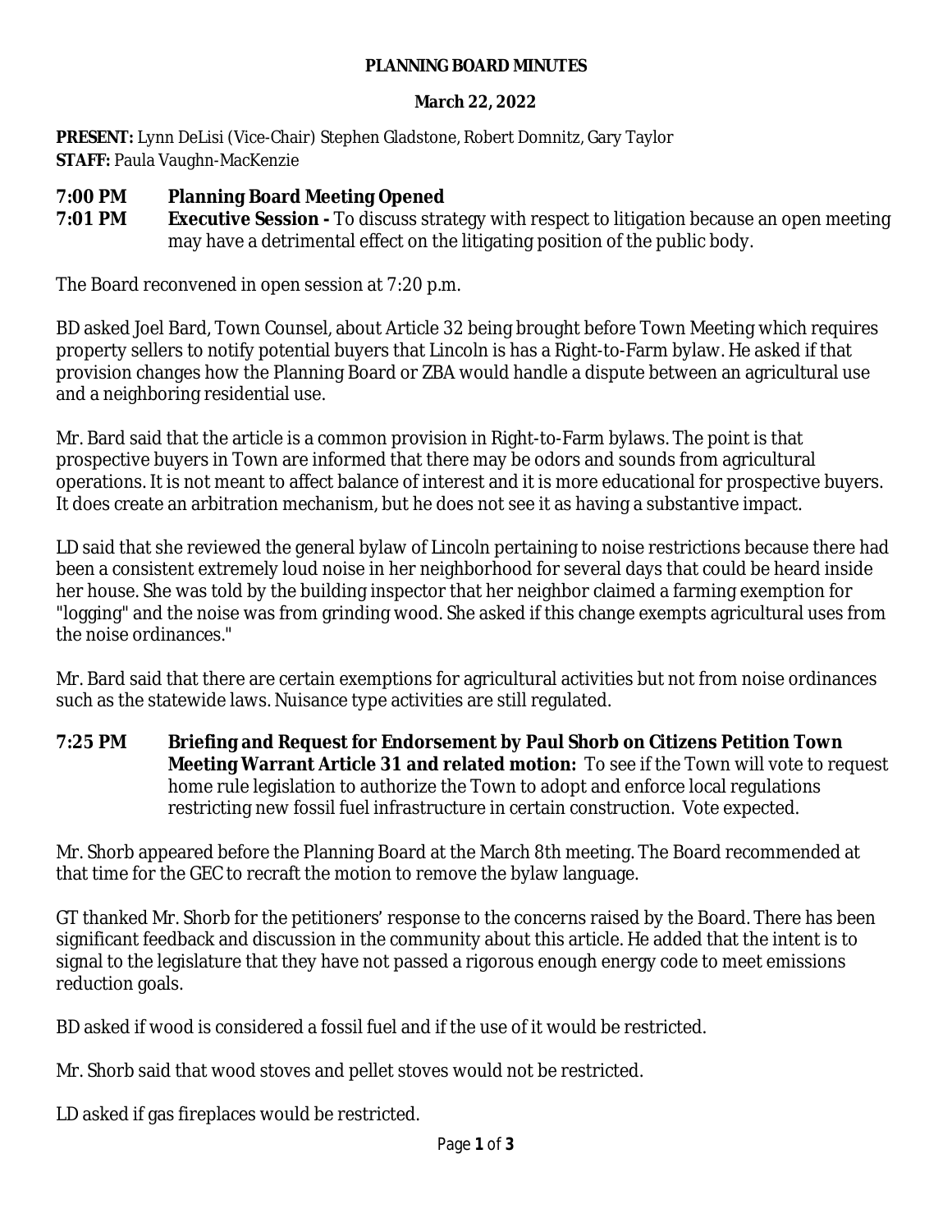**PLANNING BOARD MINUTES**

**March 22, 2022**

**PRESENT:** Lynn DeLisi (Vice-Chair) Stephen Gladstone, Robert Domnitz, Gary Taylor
**STAFF:** Paula Vaughn-MacKenzie

**7:00 PM Planning Board Meeting Opened**
**7:01 PM Executive Session -** To discuss strategy with respect to litigation because an open meeting may have a detrimental effect on the litigating position of the public body.

The Board reconvened in open session at 7:20 p.m.

BD asked Joel Bard, Town Counsel, about Article 32 being brought before Town Meeting which requires property sellers to notify potential buyers that Lincoln is has a Right-to-Farm bylaw. He asked if that provision changes how the Planning Board or ZBA would handle a dispute between an agricultural use and a neighboring residential use.

Mr. Bard said that the article is a common provision in Right-to-Farm bylaws. The point is that prospective buyers in Town are informed that there may be odors and sounds from agricultural operations. It is not meant to affect balance of interest and it is more educational for prospective buyers. It does create an arbitration mechanism, but he does not see it as having a substantive impact.

LD said that she reviewed the general bylaw of Lincoln pertaining to noise restrictions because there had been a consistent extremely loud noise in her neighborhood for several days that could be heard inside her house. She was told by the building inspector that her neighbor claimed a farming exemption for "logging" and the noise was from grinding wood. She asked if this change exempts agricultural uses from the noise ordinances."

Mr. Bard said that there are certain exemptions for agricultural activities but not from noise ordinances such as the statewide laws. Nuisance type activities are still regulated.

**7:25 PM Briefing and Request for Endorsement by Paul Shorb on Citizens Petition Town Meeting Warrant Article 31 and related motion:** To see if the Town will vote to request home rule legislation to authorize the Town to adopt and enforce local regulations restricting new fossil fuel infrastructure in certain construction. Vote expected.

Mr. Shorb appeared before the Planning Board at the March 8th meeting. The Board recommended at that time for the GEC to recraft the motion to remove the bylaw language.

GT thanked Mr. Shorb for the petitioners' response to the concerns raised by the Board. There has been significant feedback and discussion in the community about this article. He added that the intent is to signal to the legislature that they have not passed a rigorous enough energy code to meet emissions reduction goals.

BD asked if wood is considered a fossil fuel and if the use of it would be restricted.

Mr. Shorb said that wood stoves and pellet stoves would not be restricted.

LD asked if gas fireplaces would be restricted.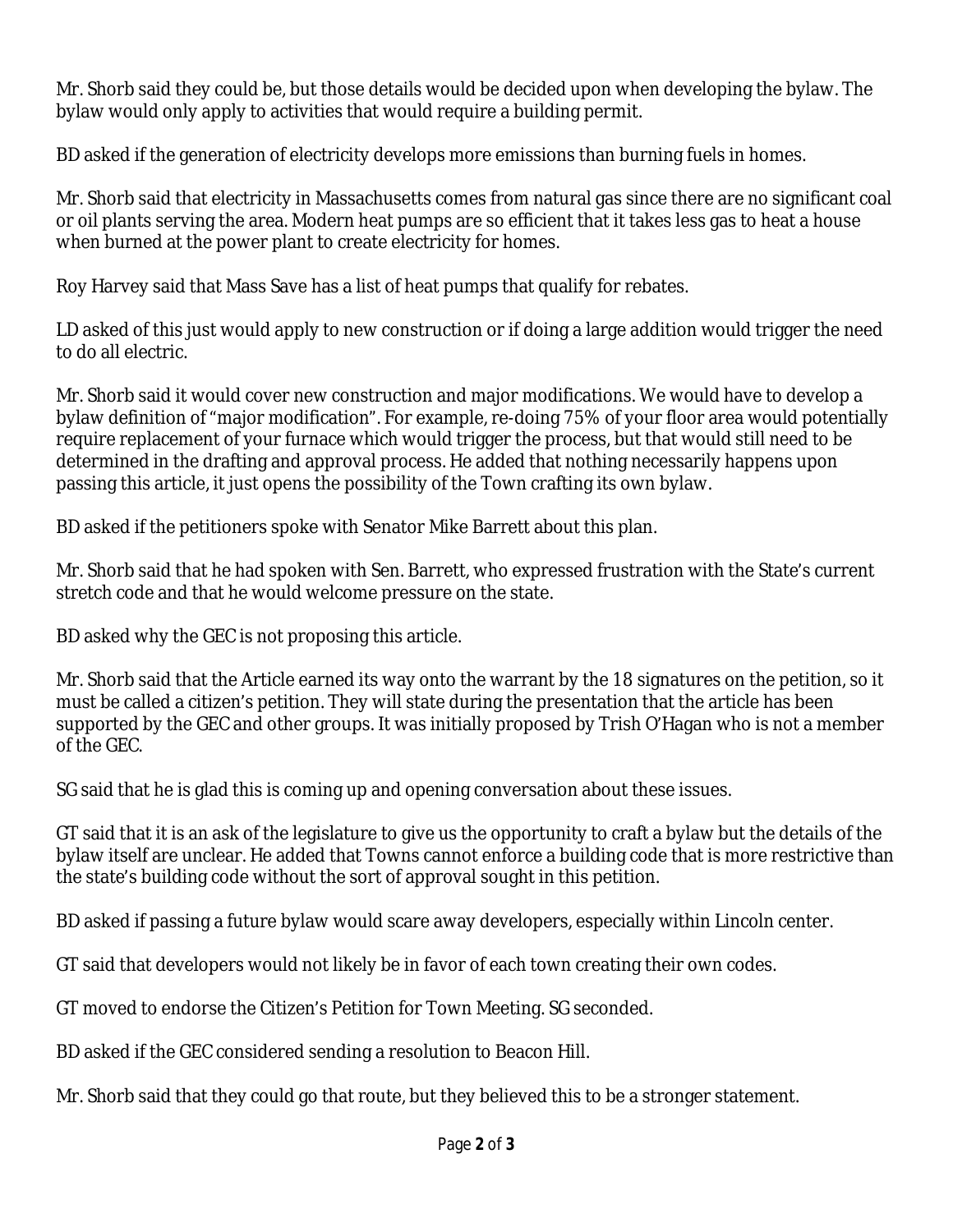Mr. Shorb said they could be, but those details would be decided upon when developing the bylaw. The bylaw would only apply to activities that would require a building permit.

BD asked if the generation of electricity develops more emissions than burning fuels in homes.

Mr. Shorb said that electricity in Massachusetts comes from natural gas since there are no significant coal or oil plants serving the area. Modern heat pumps are so efficient that it takes less gas to heat a house when burned at the power plant to create electricity for homes.

Roy Harvey said that Mass Save has a list of heat pumps that qualify for rebates.

LD asked of this just would apply to new construction or if doing a large addition would trigger the need to do all electric.

Mr. Shorb said it would cover new construction and major modifications. We would have to develop a bylaw definition of "major modification". For example, re-doing 75% of your floor area would potentially require replacement of your furnace which would trigger the process, but that would still need to be determined in the drafting and approval process. He added that nothing necessarily happens upon passing this article, it just opens the possibility of the Town crafting its own bylaw.

BD asked if the petitioners spoke with Senator Mike Barrett about this plan.

Mr. Shorb said that he had spoken with Sen. Barrett, who expressed frustration with the State's current stretch code and that he would welcome pressure on the state.

BD asked why the GEC is not proposing this article.

Mr. Shorb said that the Article earned its way onto the warrant by the 18 signatures on the petition, so it must be called a citizen's petition. They will state during the presentation that the article has been supported by the GEC and other groups. It was initially proposed by Trish O'Hagan who is not a member of the GEC.

SG said that he is glad this is coming up and opening conversation about these issues.

GT said that it is an ask of the legislature to give us the opportunity to craft a bylaw but the details of the bylaw itself are unclear. He added that Towns cannot enforce a building code that is more restrictive than the state's building code without the sort of approval sought in this petition.

BD asked if passing a future bylaw would scare away developers, especially within Lincoln center.

GT said that developers would not likely be in favor of each town creating their own codes.

GT moved to endorse the Citizen's Petition for Town Meeting. SG seconded.

BD asked if the GEC considered sending a resolution to Beacon Hill.

Mr. Shorb said that they could go that route, but they believed this to be a stronger statement.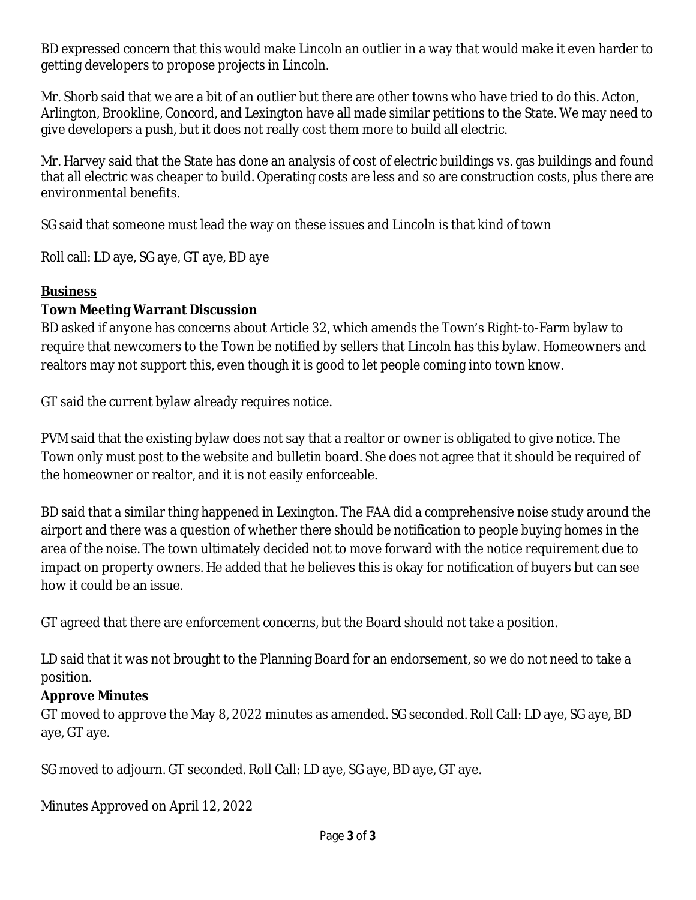BD expressed concern that this would make Lincoln an outlier in a way that would make it even harder to getting developers to propose projects in Lincoln.

Mr. Shorb said that we are a bit of an outlier but there are other towns who have tried to do this. Acton, Arlington, Brookline, Concord, and Lexington have all made similar petitions to the State. We may need to give developers a push, but it does not really cost them more to build all electric.

Mr. Harvey said that the State has done an analysis of cost of electric buildings vs. gas buildings and found that all electric was cheaper to build. Operating costs are less and so are construction costs, plus there are environmental benefits.

SG said that someone must lead the way on these issues and Lincoln is that kind of town

Roll call: LD aye, SG aye, GT aye, BD aye

**Business**

**Town Meeting Warrant Discussion**

BD asked if anyone has concerns about Article 32, which amends the Town's Right-to-Farm bylaw to require that newcomers to the Town be notified by sellers that Lincoln has this bylaw. Homeowners and realtors may not support this, even though it is good to let people coming into town know.

GT said the current bylaw already requires notice.

PVM said that the existing bylaw does not say that a realtor or owner is obligated to give notice. The Town only must post to the website and bulletin board. She does not agree that it should be required of the homeowner or realtor, and it is not easily enforceable.

BD said that a similar thing happened in Lexington. The FAA did a comprehensive noise study around the airport and there was a question of whether there should be notification to people buying homes in the area of the noise. The town ultimately decided not to move forward with the notice requirement due to impact on property owners. He added that he believes this is okay for notification of buyers but can see how it could be an issue.

GT agreed that there are enforcement concerns, but the Board should not take a position.

LD said that it was not brought to the Planning Board for an endorsement, so we do not need to take a position.

**Approve Minutes**

GT moved to approve the May 8, 2022 minutes as amended. SG seconded. Roll Call: LD aye, SG aye, BD aye, GT aye.

SG moved to adjourn. GT seconded. Roll Call: LD aye, SG aye, BD aye, GT aye.

Minutes Approved on April 12, 2022